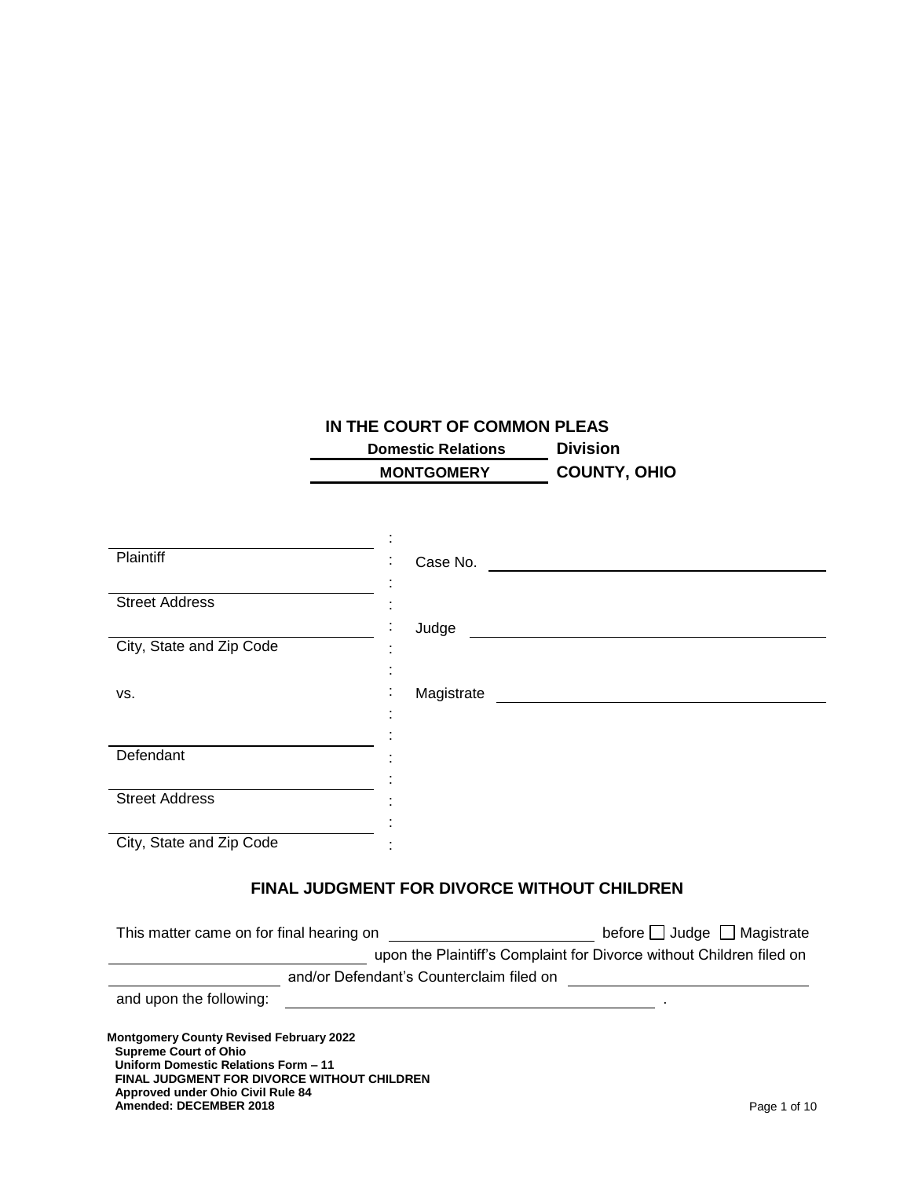**IN THE COURT OF COMMON PLEAS**

**Domestic Relations** **Division**

**MONTGOMERY** **COUNTY, OHIO**

| | | |
|---|---|---|
| ______________________ | : | |
| Plaintiff | : | Case No. ______________________ |
| ______________________ | : | |
| Street Address | : | |
| ______________________ | : | Judge ______________________ |
| City, State and Zip Code | : | |
| | : | |
| vs. | : | Magistrate ______________________ |
| | : | |
| ______________________ | : | |
| Defendant | : | |
| ______________________ | : | |
| Street Address | : | |
| ______________________ | : | |
| City, State and Zip Code | : | |

## FINAL JUDGMENT FOR DIVORCE WITHOUT CHILDREN

This matter came on for final hearing on ______________________ before ☐ Judge ☐ Magistrate ______________________ upon the Plaintiff's Complaint for Divorce without Children filed on ______________________ and/or Defendant's Counterclaim filed on ______________________ and upon the following: ______________________ .

**Montgomery County Revised February 2022**
**Supreme Court of Ohio**
**Uniform Domestic Relations Form – 11**
**FINAL JUDGMENT FOR DIVORCE WITHOUT CHILDREN**
**Approved under Ohio Civil Rule 84**
**Amended: DECEMBER 2018**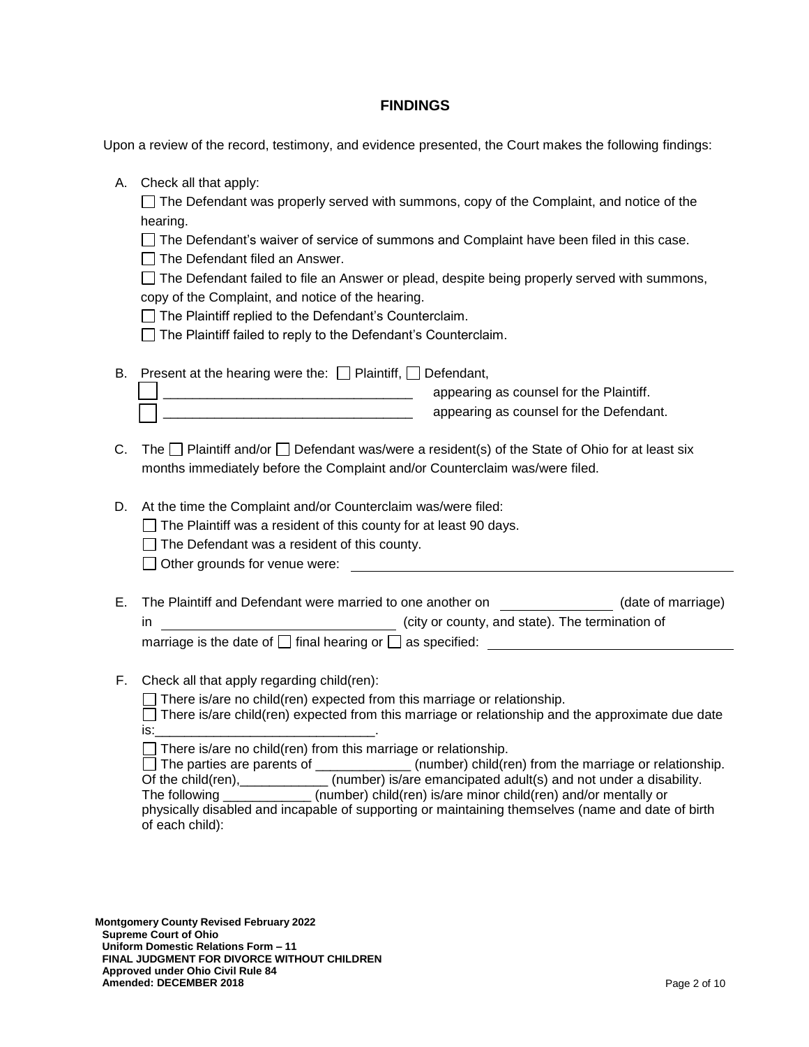## FINDINGS

Upon a review of the record, testimony, and evidence presented, the Court makes the following findings:

A. Check all that apply:

☐ The Defendant was properly served with summons, copy of the Complaint, and notice of the hearing.

☐ The Defendant's waiver of service of summons and Complaint have been filed in this case.

☐ The Defendant filed an Answer.

☐ The Defendant failed to file an Answer or plead, despite being properly served with summons, copy of the Complaint, and notice of the hearing.

☐ The Plaintiff replied to the Defendant's Counterclaim.

☐ The Plaintiff failed to reply to the Defendant's Counterclaim.

B. Present at the hearing were the: ☐ Plaintiff, ☐ Defendant,

☐ _________________________________ appearing as counsel for the Plaintiff.

☐ _________________________________ appearing as counsel for the Defendant.

C. The ☐ Plaintiff and/or ☐ Defendant was/were a resident(s) of the State of Ohio for at least six months immediately before the Complaint and/or Counterclaim was/were filed.

D. At the time the Complaint and/or Counterclaim was/were filed:

☐ The Plaintiff was a resident of this county for at least 90 days.

☐ The Defendant was a resident of this county.

☐ Other grounds for venue were: _________________________________

E. The Plaintiff and Defendant were married to one another on _______________ (date of marriage) in _______________________________ (city or county, and state). The termination of marriage is the date of ☐ final hearing or ☐ as specified: _________________________________

F. Check all that apply regarding child(ren):

☐ There is/are no child(ren) expected from this marriage or relationship.

☐ There is/are child(ren) expected from this marriage or relationship and the approximate due date is:_______________________________.

☐ There is/are no child(ren) from this marriage or relationship.

☐ The parties are parents of _____________ (number) child(ren) from the marriage or relationship. Of the child(ren),____________ (number) is/are emancipated adult(s) and not under a disability. The following ____________ (number) child(ren) is/are minor child(ren) and/or mentally or physically disabled and incapable of supporting or maintaining themselves (name and date of birth of each child):

**Montgomery County Revised February 2022**
**Supreme Court of Ohio**
**Uniform Domestic Relations Form – 11**
**FINAL JUDGMENT FOR DIVORCE WITHOUT CHILDREN**
**Approved under Ohio Civil Rule 84**
**Amended: DECEMBER 2018**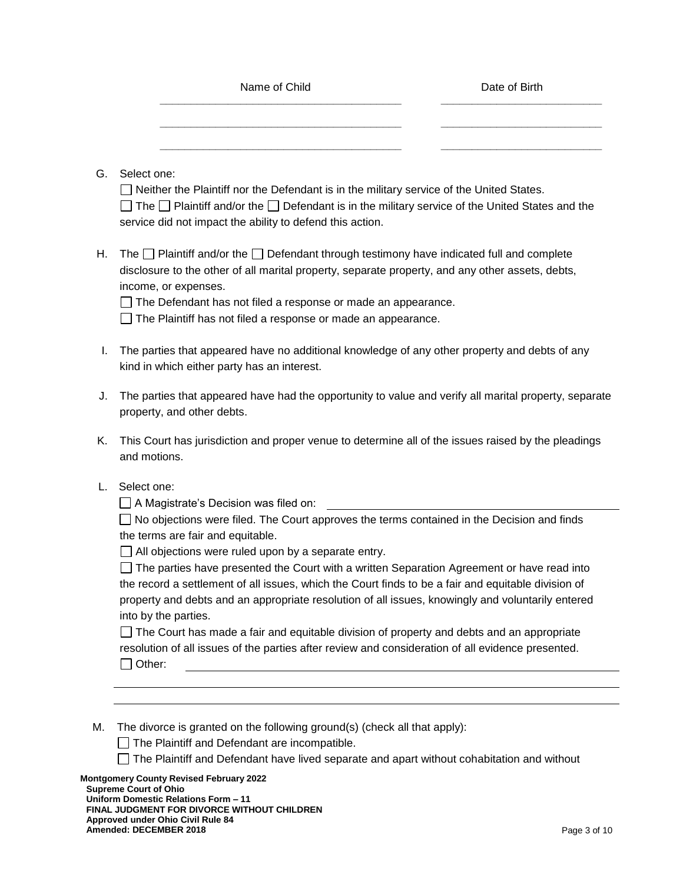| Name of Child | Date of Birth |
|---|---|
| ______________________________ | ____________________ |
| ______________________________ | ____________________ |
| ______________________________ | ____________________ |

G. Select one:

☐ Neither the Plaintiff nor the Defendant is in the military service of the United States.

☐ The ☐ Plaintiff and/or the ☐ Defendant is in the military service of the United States and the service did not impact the ability to defend this action.

H. The ☐ Plaintiff and/or the ☐ Defendant through testimony have indicated full and complete disclosure to the other of all marital property, separate property, and any other assets, debts, income, or expenses.

☐ The Defendant has not filed a response or made an appearance.

☐ The Plaintiff has not filed a response or made an appearance.

I. The parties that appeared have no additional knowledge of any other property and debts of any kind in which either party has an interest.

J. The parties that appeared have had the opportunity to value and verify all marital property, separate property, and other debts.

K. This Court has jurisdiction and proper venue to determine all of the issues raised by the pleadings and motions.

L. Select one:

☐ A Magistrate's Decision was filed on: ______________________________

☐ No objections were filed. The Court approves the terms contained in the Decision and finds the terms are fair and equitable.

☐ All objections were ruled upon by a separate entry.

☐ The parties have presented the Court with a written Separation Agreement or have read into the record a settlement of all issues, which the Court finds to be a fair and equitable division of property and debts and an appropriate resolution of all issues, knowingly and voluntarily entered into by the parties.

☐ The Court has made a fair and equitable division of property and debts and an appropriate resolution of all issues of the parties after review and consideration of all evidence presented.

☐ Other: ______________________________

______________________________

______________________________

M. The divorce is granted on the following ground(s) (check all that apply):

☐ The Plaintiff and Defendant are incompatible.

☐ The Plaintiff and Defendant have lived separate and apart without cohabitation and without

**Montgomery County Revised February 2022**
**Supreme Court of Ohio**
**Uniform Domestic Relations Form – 11**
**FINAL JUDGMENT FOR DIVORCE WITHOUT CHILDREN**
**Approved under Ohio Civil Rule 84**
**Amended: DECEMBER 2018**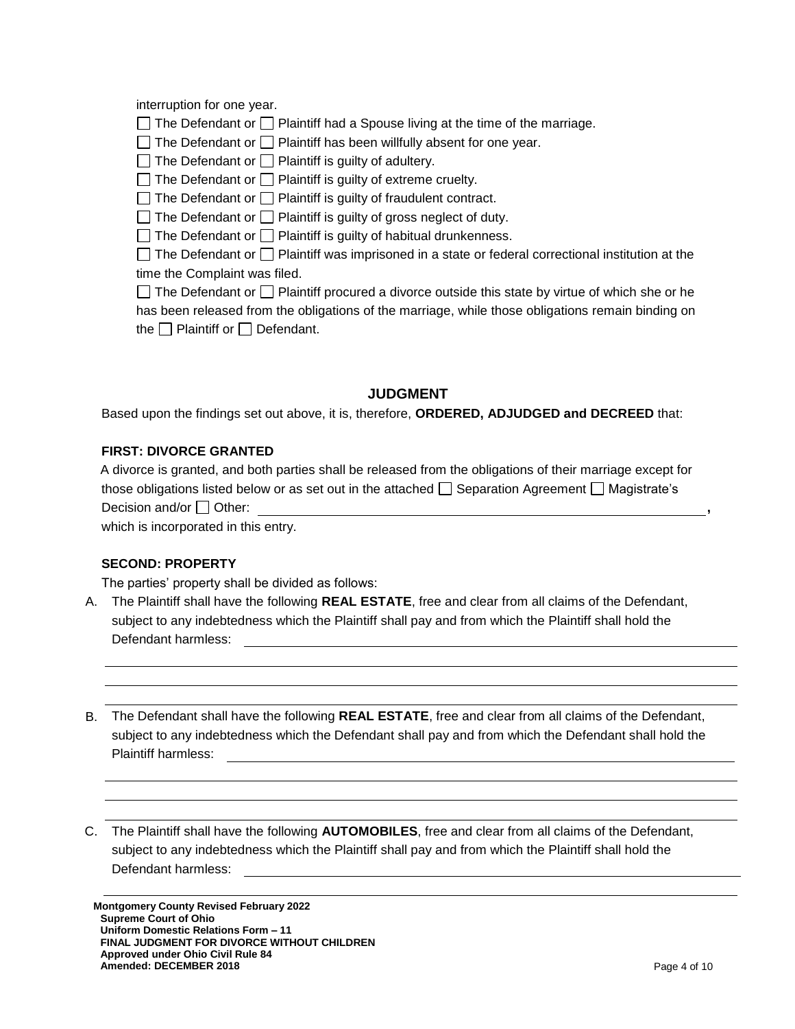interruption for one year.

☐ The Defendant or ☐ Plaintiff had a Spouse living at the time of the marriage.

☐ The Defendant or ☐ Plaintiff has been willfully absent for one year.

☐ The Defendant or ☐ Plaintiff is guilty of adultery.

☐ The Defendant or ☐ Plaintiff is guilty of extreme cruelty.

☐ The Defendant or ☐ Plaintiff is guilty of fraudulent contract.

☐ The Defendant or ☐ Plaintiff is guilty of gross neglect of duty.

☐ The Defendant or ☐ Plaintiff is guilty of habitual drunkenness.

☐ The Defendant or ☐ Plaintiff was imprisoned in a state or federal correctional institution at the time the Complaint was filed.

☐ The Defendant or ☐ Plaintiff procured a divorce outside this state by virtue of which she or he has been released from the obligations of the marriage, while those obligations remain binding on the ☐ Plaintiff or ☐ Defendant.

## JUDGMENT

Based upon the findings set out above, it is, therefore, **ORDERED, ADJUDGED and DECREED** that:

**FIRST: DIVORCE GRANTED**

A divorce is granted, and both parties shall be released from the obligations of their marriage except for those obligations listed below or as set out in the attached ☐ Separation Agreement ☐ Magistrate's Decision and/or ☐ Other: ______________________________________________, which is incorporated in this entry.

**SECOND: PROPERTY**

The parties' property shall be divided as follows:

A. The Plaintiff shall have the following **REAL ESTATE**, free and clear from all claims of the Defendant, subject to any indebtedness which the Plaintiff shall pay and from which the Plaintiff shall hold the Defendant harmless: ______________________________________________

______________________________________________

______________________________________________

B. The Defendant shall have the following **REAL ESTATE**, free and clear from all claims of the Defendant, subject to any indebtedness which the Defendant shall pay and from which the Defendant shall hold the Plaintiff harmless: ______________________________________________

______________________________________________

______________________________________________

C. The Plaintiff shall have the following **AUTOMOBILES**, free and clear from all claims of the Defendant, subject to any indebtedness which the Plaintiff shall pay and from which the Plaintiff shall hold the Defendant harmless: ______________________________________________

______________________________________________

**Montgomery County Revised February 2022**
**Supreme Court of Ohio**
**Uniform Domestic Relations Form – 11**
**FINAL JUDGMENT FOR DIVORCE WITHOUT CHILDREN**
**Approved under Ohio Civil Rule 84**
**Amended: DECEMBER 2018**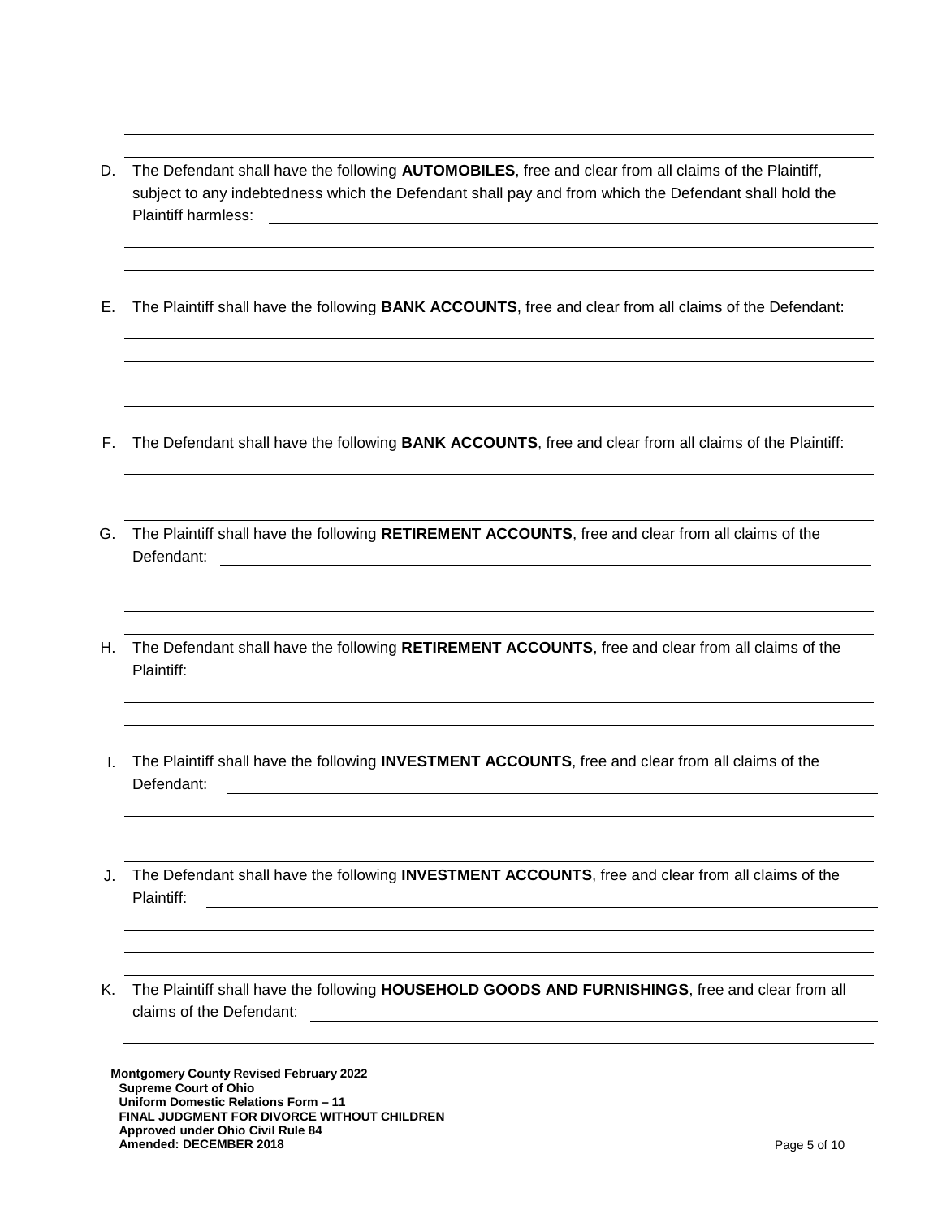D. The Defendant shall have the following **AUTOMOBILES**, free and clear from all claims of the Plaintiff, subject to any indebtedness which the Defendant shall pay and from which the Defendant shall hold the Plaintiff harmless: \_\_\_\_\_\_\_\_\_\_\_\_\_\_\_\_\_\_\_\_\_\_\_\_\_\_\_\_\_\_\_\_\_\_\_\_\_\_\_\_\_\_\_\_\_\_\_\_\_\_

E. The Plaintiff shall have the following **BANK ACCOUNTS**, free and clear from all claims of the Defendant:

F. The Defendant shall have the following **BANK ACCOUNTS**, free and clear from all claims of the Plaintiff:

G. The Plaintiff shall have the following **RETIREMENT ACCOUNTS**, free and clear from all claims of the Defendant: \_\_\_\_\_\_\_\_\_\_\_\_\_\_\_\_\_\_\_\_\_\_\_\_\_\_\_\_\_\_\_\_\_\_\_\_\_\_\_\_\_\_\_\_\_\_\_\_\_\_

H. The Defendant shall have the following **RETIREMENT ACCOUNTS**, free and clear from all claims of the Plaintiff: \_\_\_\_\_\_\_\_\_\_\_\_\_\_\_\_\_\_\_\_\_\_\_\_\_\_\_\_\_\_\_\_\_\_\_\_\_\_\_\_\_\_\_\_\_\_\_\_\_\_

I. The Plaintiff shall have the following **INVESTMENT ACCOUNTS**, free and clear from all claims of the Defendant: \_\_\_\_\_\_\_\_\_\_\_\_\_\_\_\_\_\_\_\_\_\_\_\_\_\_\_\_\_\_\_\_\_\_\_\_\_\_\_\_\_\_\_\_\_\_\_\_\_\_

J. The Defendant shall have the following **INVESTMENT ACCOUNTS**, free and clear from all claims of the Plaintiff: \_\_\_\_\_\_\_\_\_\_\_\_\_\_\_\_\_\_\_\_\_\_\_\_\_\_\_\_\_\_\_\_\_\_\_\_\_\_\_\_\_\_\_\_\_\_\_\_\_\_

K. The Plaintiff shall have the following **HOUSEHOLD GOODS AND FURNISHINGS**, free and clear from all claims of the Defendant: \_\_\_\_\_\_\_\_\_\_\_\_\_\_\_\_\_\_\_\_\_\_\_\_\_\_\_\_\_\_\_\_\_\_\_\_\_\_\_\_\_\_\_\_\_\_\_\_\_\_

**Montgomery County Revised February 2022**
**Supreme Court of Ohio**
**Uniform Domestic Relations Form – 11**
**FINAL JUDGMENT FOR DIVORCE WITHOUT CHILDREN**
**Approved under Ohio Civil Rule 84**
**Amended: DECEMBER 2018**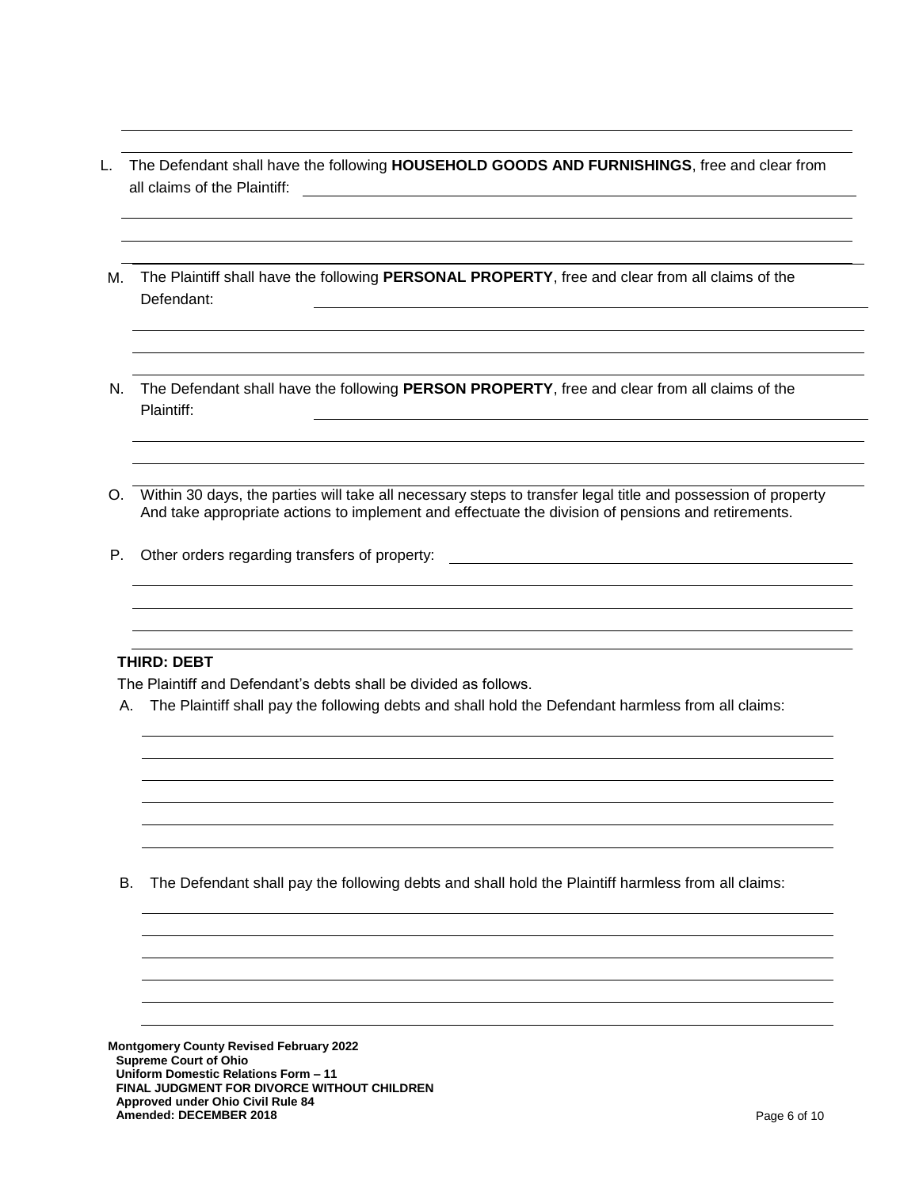L. The Defendant shall have the following **HOUSEHOLD GOODS AND FURNISHINGS**, free and clear from all claims of the Plaintiff: ______________________________________________

M. The Plaintiff shall have the following **PERSONAL PROPERTY**, free and clear from all claims of the Defendant: ______________________________________________

N. The Defendant shall have the following **PERSON PROPERTY**, free and clear from all claims of the Plaintiff: ______________________________________________

O. Within 30 days, the parties will take all necessary steps to transfer legal title and possession of property And take appropriate actions to implement and effectuate the division of pensions and retirements.

P. Other orders regarding transfers of property: ______________________________________________

**THIRD: DEBT**

The Plaintiff and Defendant's debts shall be divided as follows.

A. The Plaintiff shall pay the following debts and shall hold the Defendant harmless from all claims:

______________________________________________

B. The Defendant shall pay the following debts and shall hold the Plaintiff harmless from all claims:

______________________________________________

**Montgomery County Revised February 2022**
**Supreme Court of Ohio**
**Uniform Domestic Relations Form – 11**
**FINAL JUDGMENT FOR DIVORCE WITHOUT CHILDREN**
**Approved under Ohio Civil Rule 84**
**Amended: DECEMBER 2018**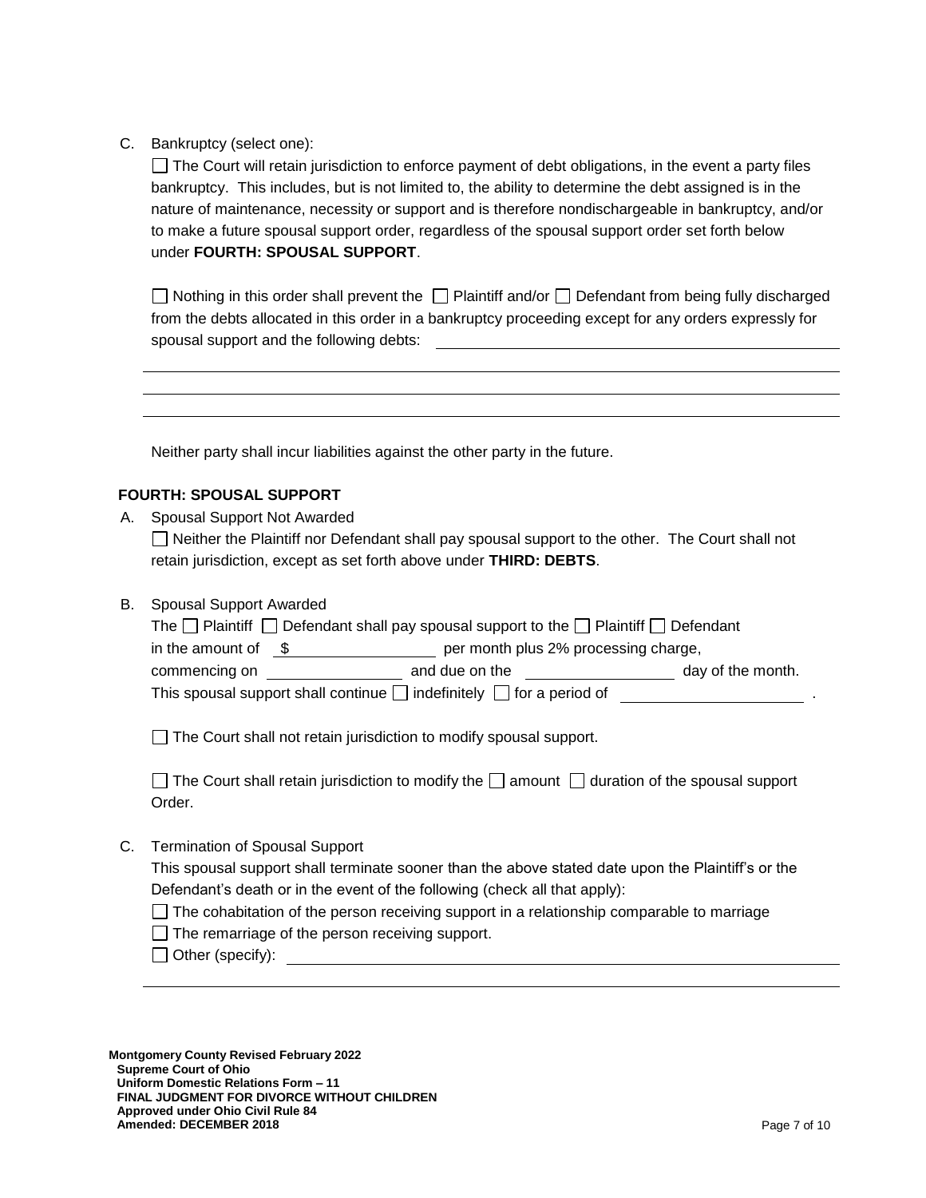C. Bankruptcy (select one):

☐ The Court will retain jurisdiction to enforce payment of debt obligations, in the event a party files bankruptcy. This includes, but is not limited to, the ability to determine the debt assigned is in the nature of maintenance, necessity or support and is therefore nondischargeable in bankruptcy, and/or to make a future spousal support order, regardless of the spousal support order set forth below under **FOURTH: SPOUSAL SUPPORT**.

☐ Nothing in this order shall prevent the ☐ Plaintiff and/or ☐ Defendant from being fully discharged from the debts allocated in this order in a bankruptcy proceeding except for any orders expressly for spousal support and the following debts: ______________________________________

______________________________________________________________________________

______________________________________________________________________________

______________________________________________________________________________

Neither party shall incur liabilities against the other party in the future.

**FOURTH: SPOUSAL SUPPORT**

A. Spousal Support Not Awarded

☐ Neither the Plaintiff nor Defendant shall pay spousal support to the other. The Court shall not retain jurisdiction, except as set forth above under **THIRD: DEBTS**.

B. Spousal Support Awarded

The ☐ Plaintiff ☐ Defendant shall pay spousal support to the ☐ Plaintiff ☐ Defendant in the amount of $_______________ per month plus 2% processing charge, commencing on _______________ and due on the _______________ day of the month. This spousal support shall continue ☐ indefinitely ☐ for a period of _______________.

☐ The Court shall not retain jurisdiction to modify spousal support.

☐ The Court shall retain jurisdiction to modify the ☐ amount ☐ duration of the spousal support Order.

C. Termination of Spousal Support

This spousal support shall terminate sooner than the above stated date upon the Plaintiff's or the Defendant's death or in the event of the following (check all that apply):

☐ The cohabitation of the person receiving support in a relationship comparable to marriage

☐ The remarriage of the person receiving support.

☐ Other (specify): ______________________________________________________________

______________________________________________________________________________

**Montgomery County Revised February 2022**
**Supreme Court of Ohio**
**Uniform Domestic Relations Form – 11**
**FINAL JUDGMENT FOR DIVORCE WITHOUT CHILDREN**
**Approved under Ohio Civil Rule 84**
**Amended: DECEMBER 2018**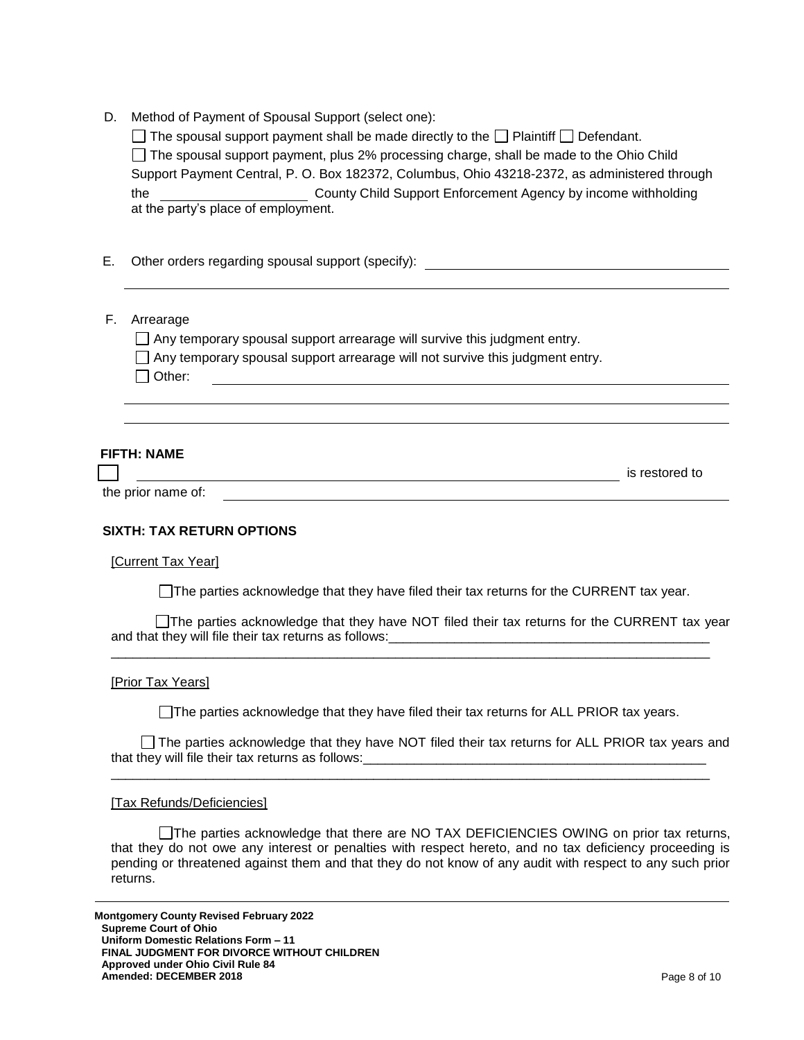D. Method of Payment of Spousal Support (select one):

☐ The spousal support payment shall be made directly to the ☐ Plaintiff ☐ Defendant.

☐ The spousal support payment, plus 2% processing charge, shall be made to the Ohio Child Support Payment Central, P. O. Box 182372, Columbus, Ohio 43218-2372, as administered through the ____________________ County Child Support Enforcement Agency by income withholding at the party's place of employment.

E. Other orders regarding spousal support (specify): ____________________________________________

______________________________________________________________________________

F. Arrearage

☐ Any temporary spousal support arrearage will survive this judgment entry.

☐ Any temporary spousal support arrearage will not survive this judgment entry.

☐ Other: ______________________________________________________________________

______________________________________________________________________________

______________________________________________________________________________

**FIFTH: NAME**

☐ ______________________________________________________________________ is restored to the prior name of: ______________________________________________________________

**SIXTH: TAX RETURN OPTIONS**

[Current Tax Year]

☐The parties acknowledge that they have filed their tax returns for the CURRENT tax year.

☐The parties acknowledge that they have NOT filed their tax returns for the CURRENT tax year and that they will file their tax returns as follows:_____________________________________________

_______________________________________________________________________________________

[Prior Tax Years]

☐The parties acknowledge that they have filed their tax returns for ALL PRIOR tax years.

☐ The parties acknowledge that they have NOT filed their tax returns for ALL PRIOR tax years and that they will file their tax returns as follows:________________________________________________

_______________________________________________________________________________________

[Tax Refunds/Deficiencies]

☐The parties acknowledge that there are NO TAX DEFICIENCIES OWING on prior tax returns, that they do not owe any interest or penalties with respect hereto, and no tax deficiency proceeding is pending or threatened against them and that they do not know of any audit with respect to any such prior returns.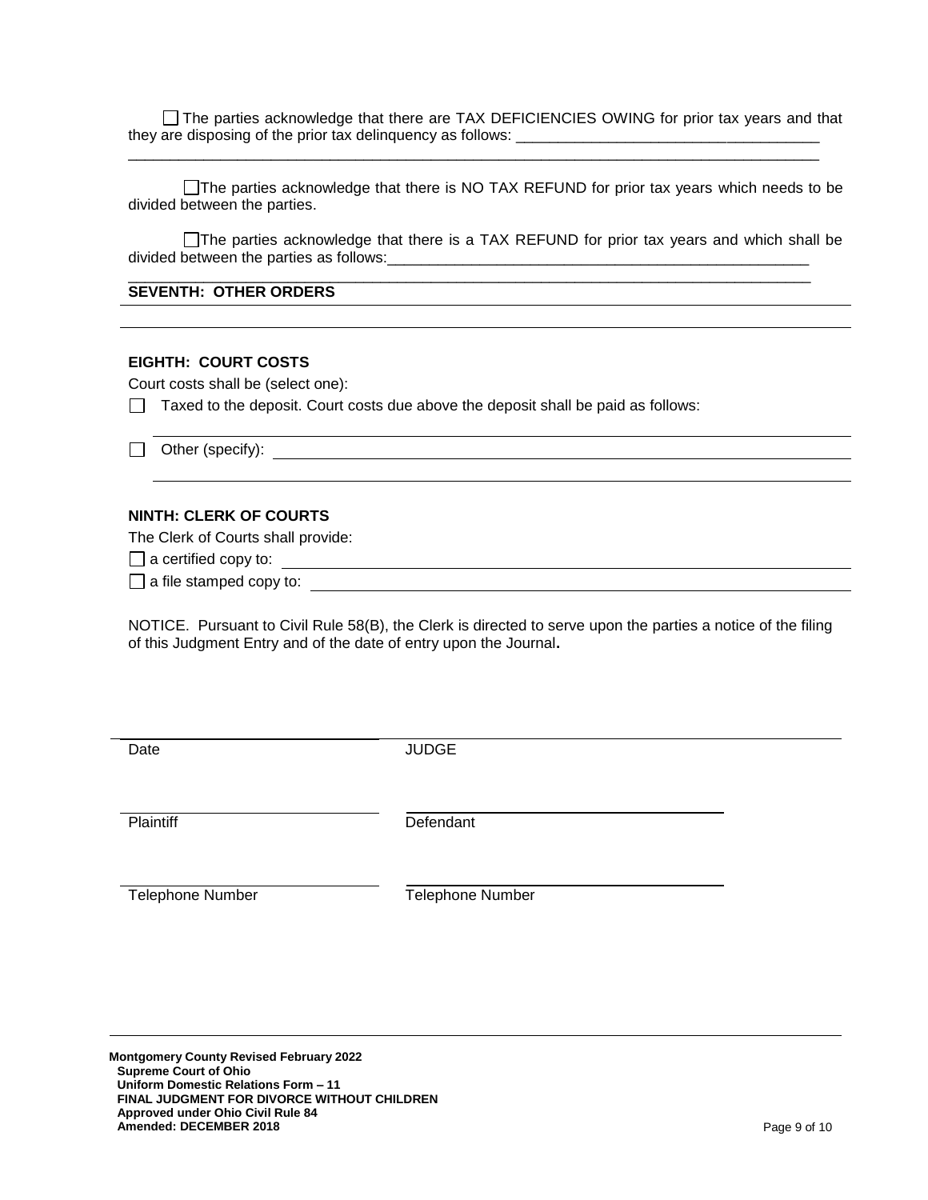☐ The parties acknowledge that there are TAX DEFICIENCIES OWING for prior tax years and that they are disposing of the prior tax delinquency as follows: ___________________________________
_______________________________________________________________________________

☐ The parties acknowledge that there is NO TAX REFUND for prior tax years which needs to be divided between the parties.

☐ The parties acknowledge that there is a TAX REFUND for prior tax years and which shall be divided between the parties as follows:___________________________________________________
_______________________________________________________________________________

**SEVENTH: OTHER ORDERS**

_______________________________________________________________________________

**EIGHTH: COURT COSTS**

Court costs shall be (select one):

☐ Taxed to the deposit. Court costs due above the deposit shall be paid as follows:
_______________________________________________________________________________

☐ Other (specify): ______________________________________________________________
_______________________________________________________________________________

**NINTH: CLERK OF COURTS**

The Clerk of Courts shall provide:

☐ a certified copy to: ___________________________________________________________

☐ a file stamped copy to: ________________________________________________________

NOTICE. Pursuant to Civil Rule 58(B), the Clerk is directed to serve upon the parties a notice of the filing of this Judgment Entry and of the date of entry upon the Journal**.**

| | |
|---|---|
| ______________________ | ______________________ |
| Date | JUDGE |
| ______________________ | ______________________ |
| Plaintiff | Defendant |
| ______________________ | ______________________ |
| Telephone Number | Telephone Number |

**Montgomery County Revised February 2022**
**Supreme Court of Ohio**
**Uniform Domestic Relations Form – 11**
**FINAL JUDGMENT FOR DIVORCE WITHOUT CHILDREN**
**Approved under Ohio Civil Rule 84**
**Amended: DECEMBER 2018**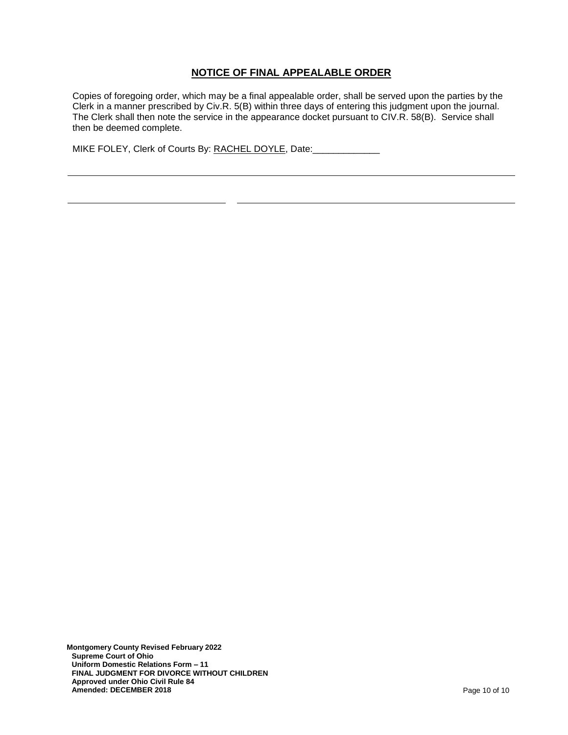## NOTICE OF FINAL APPEALABLE ORDER

Copies of foregoing order, which may be a final appealable order, shall be served upon the parties by the Clerk in a manner prescribed by Civ.R. 5(B) within three days of entering this judgment upon the journal. The Clerk shall then note the service in the appearance docket pursuant to CIV.R. 58(B). Service shall then be deemed complete.

MIKE FOLEY, Clerk of Courts By: RACHEL DOYLE, Date:_____________

**Montgomery County Revised February 2022**
**Supreme Court of Ohio**
**Uniform Domestic Relations Form – 11**
**FINAL JUDGMENT FOR DIVORCE WITHOUT CHILDREN**
**Approved under Ohio Civil Rule 84**
**Amended: DECEMBER 2018**